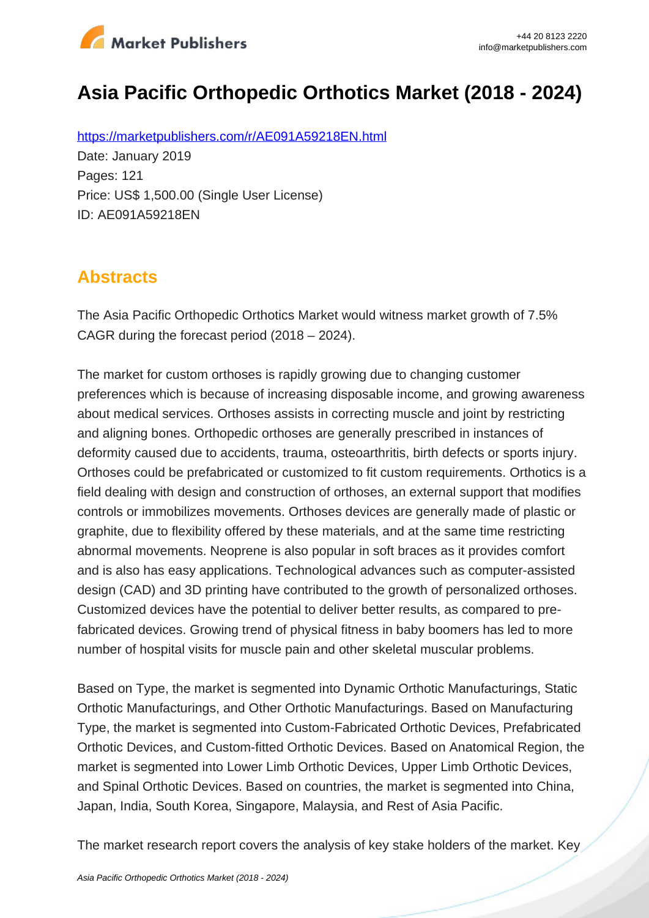# Asia Pacific Orthopedic Orthotics Market (2018 - 2024)

https://marketpublishers.com/r/AE091A59218EN.html

Date: January 2019

Pages: 121

Price: US$ 1,500.00 (Single User License)

ID: AE091A59218EN

## Abstracts

The Asia Pacific Orthopedic Orthotics Market would witness market growth of 7.5% CAGR during the forecast period (2018 – 2024).

The market for custom orthoses is rapidly growing due to changing customer preferences which is because of increasing disposable income, and growing awareness about medical services. Orthoses assists in correcting muscle and joint by restricting and aligning bones. Orthopedic orthoses are generally prescribed in instances of deformity caused due to accidents, trauma, osteoarthritis, birth defects or sports injury. Orthoses could be prefabricated or customized to fit custom requirements. Orthotics is a field dealing with design and construction of orthoses, an external support that modifies controls or immobilizes movements. Orthoses devices are generally made of plastic or graphite, due to flexibility offered by these materials, and at the same time restricting abnormal movements. Neoprene is also popular in soft braces as it provides comfort and is also has easy applications. Technological advances such as computer-assisted design (CAD) and 3D printing have contributed to the growth of personalized orthoses. Customized devices have the potential to deliver better results, as compared to pre-fabricated devices. Growing trend of physical fitness in baby boomers has led to more number of hospital visits for muscle pain and other skeletal muscular problems.

Based on Type, the market is segmented into Dynamic Orthotic Manufacturings, Static Orthotic Manufacturings, and Other Orthotic Manufacturings. Based on Manufacturing Type, the market is segmented into Custom-Fabricated Orthotic Devices, Prefabricated Orthotic Devices, and Custom-fitted Orthotic Devices. Based on Anatomical Region, the market is segmented into Lower Limb Orthotic Devices, Upper Limb Orthotic Devices, and Spinal Orthotic Devices. Based on countries, the market is segmented into China, Japan, India, South Korea, Singapore, Malaysia, and Rest of Asia Pacific.

The market research report covers the analysis of key stake holders of the market. Key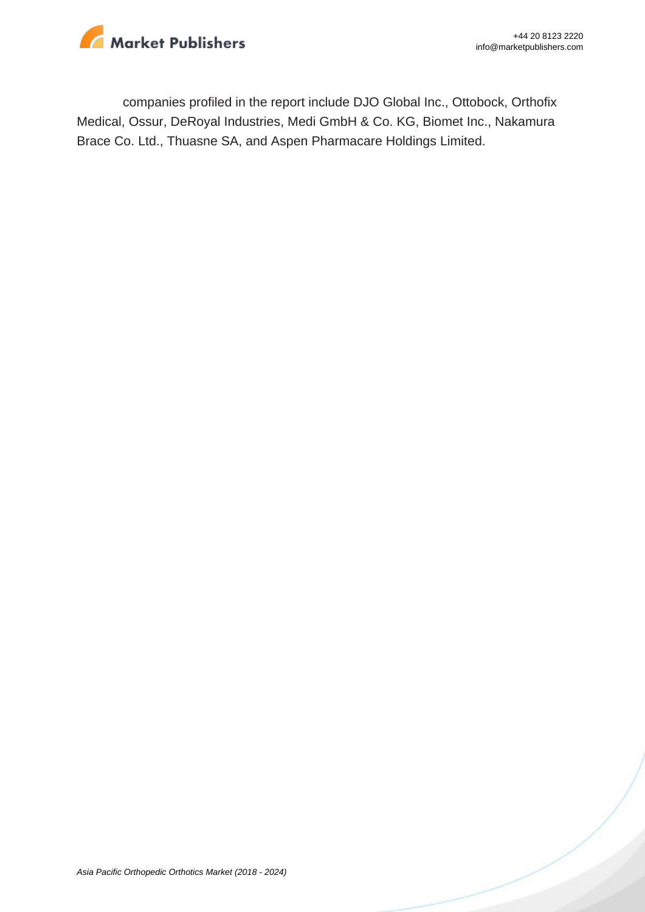companies profiled in the report include DJO Global Inc., Ottobock, Orthofix Medical, Ossur, DeRoyal Industries, Medi GmbH & Co. KG, Biomet Inc., Nakamura Brace Co. Ltd., Thuasne SA, and Aspen Pharmacare Holdings Limited.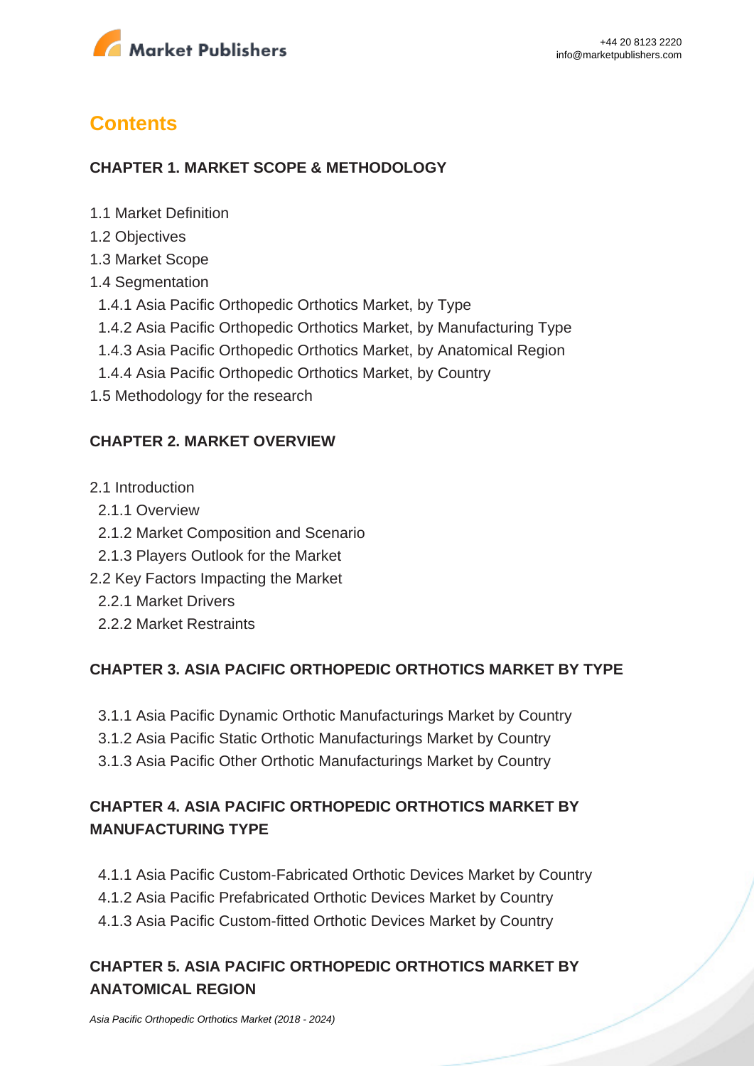## Contents

### CHAPTER 1. MARKET SCOPE & METHODOLOGY

1.1 Market Definition
1.2 Objectives
1.3 Market Scope
1.4 Segmentation
  1.4.1 Asia Pacific Orthopedic Orthotics Market, by Type
  1.4.2 Asia Pacific Orthopedic Orthotics Market, by Manufacturing Type
  1.4.3 Asia Pacific Orthopedic Orthotics Market, by Anatomical Region
  1.4.4 Asia Pacific Orthopedic Orthotics Market, by Country
1.5 Methodology for the research

### CHAPTER 2. MARKET OVERVIEW

2.1 Introduction
  2.1.1 Overview
  2.1.2 Market Composition and Scenario
  2.1.3 Players Outlook for the Market
2.2 Key Factors Impacting the Market
  2.2.1 Market Drivers
  2.2.2 Market Restraints

### CHAPTER 3. ASIA PACIFIC ORTHOPEDIC ORTHOTICS MARKET BY TYPE

  3.1.1 Asia Pacific Dynamic Orthotic Manufacturings Market by Country
  3.1.2 Asia Pacific Static Orthotic Manufacturings Market by Country
  3.1.3 Asia Pacific Other Orthotic Manufacturings Market by Country

### CHAPTER 4. ASIA PACIFIC ORTHOPEDIC ORTHOTICS MARKET BY MANUFACTURING TYPE

  4.1.1 Asia Pacific Custom-Fabricated Orthotic Devices Market by Country
  4.1.2 Asia Pacific Prefabricated Orthotic Devices Market by Country
  4.1.3 Asia Pacific Custom-fitted Orthotic Devices Market by Country

### CHAPTER 5. ASIA PACIFIC ORTHOPEDIC ORTHOTICS MARKET BY ANATOMICAL REGION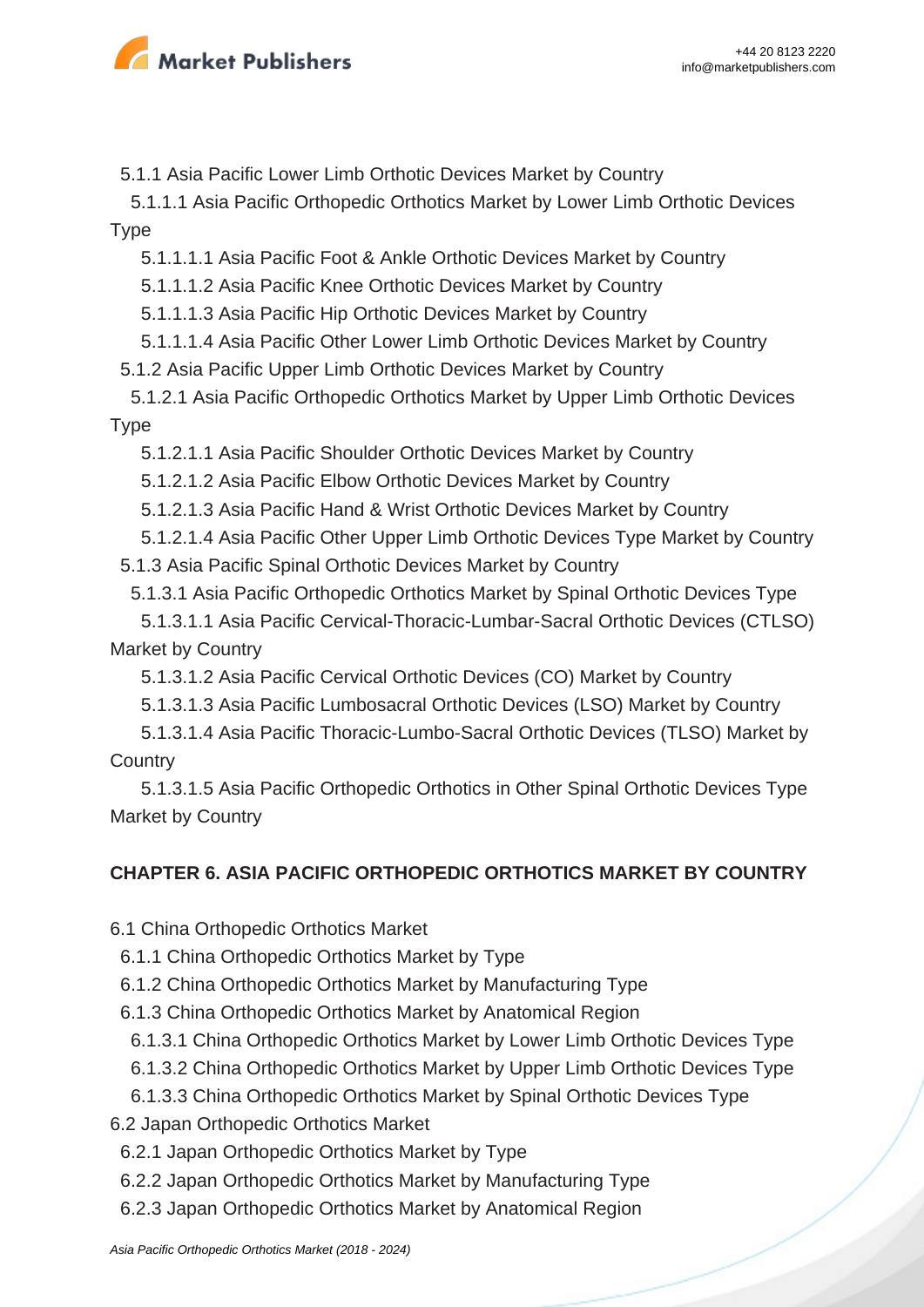5.1.1 Asia Pacific Lower Limb Orthotic Devices Market by Country

5.1.1.1 Asia Pacific Orthopedic Orthotics Market by Lower Limb Orthotic Devices Type

5.1.1.1.1 Asia Pacific Foot & Ankle Orthotic Devices Market by Country

5.1.1.1.2 Asia Pacific Knee Orthotic Devices Market by Country

5.1.1.1.3 Asia Pacific Hip Orthotic Devices Market by Country

5.1.1.1.4 Asia Pacific Other Lower Limb Orthotic Devices Market by Country

5.1.2 Asia Pacific Upper Limb Orthotic Devices Market by Country

5.1.2.1 Asia Pacific Orthopedic Orthotics Market by Upper Limb Orthotic Devices Type

5.1.2.1.1 Asia Pacific Shoulder Orthotic Devices Market by Country

5.1.2.1.2 Asia Pacific Elbow Orthotic Devices Market by Country

5.1.2.1.3 Asia Pacific Hand & Wrist Orthotic Devices Market by Country

5.1.2.1.4 Asia Pacific Other Upper Limb Orthotic Devices Type Market by Country

5.1.3 Asia Pacific Spinal Orthotic Devices Market by Country

5.1.3.1 Asia Pacific Orthopedic Orthotics Market by Spinal Orthotic Devices Type

5.1.3.1.1 Asia Pacific Cervical-Thoracic-Lumbar-Sacral Orthotic Devices (CTLSO) Market by Country

5.1.3.1.2 Asia Pacific Cervical Orthotic Devices (CO) Market by Country

5.1.3.1.3 Asia Pacific Lumbosacral Orthotic Devices (LSO) Market by Country

5.1.3.1.4 Asia Pacific Thoracic-Lumbo-Sacral Orthotic Devices (TLSO) Market by Country

5.1.3.1.5 Asia Pacific Orthopedic Orthotics in Other Spinal Orthotic Devices Type Market by Country

## CHAPTER 6. ASIA PACIFIC ORTHOPEDIC ORTHOTICS MARKET BY COUNTRY

6.1 China Orthopedic Orthotics Market

6.1.1 China Orthopedic Orthotics Market by Type

6.1.2 China Orthopedic Orthotics Market by Manufacturing Type

6.1.3 China Orthopedic Orthotics Market by Anatomical Region

6.1.3.1 China Orthopedic Orthotics Market by Lower Limb Orthotic Devices Type

6.1.3.2 China Orthopedic Orthotics Market by Upper Limb Orthotic Devices Type

6.1.3.3 China Orthopedic Orthotics Market by Spinal Orthotic Devices Type

6.2 Japan Orthopedic Orthotics Market

6.2.1 Japan Orthopedic Orthotics Market by Type

6.2.2 Japan Orthopedic Orthotics Market by Manufacturing Type

6.2.3 Japan Orthopedic Orthotics Market by Anatomical Region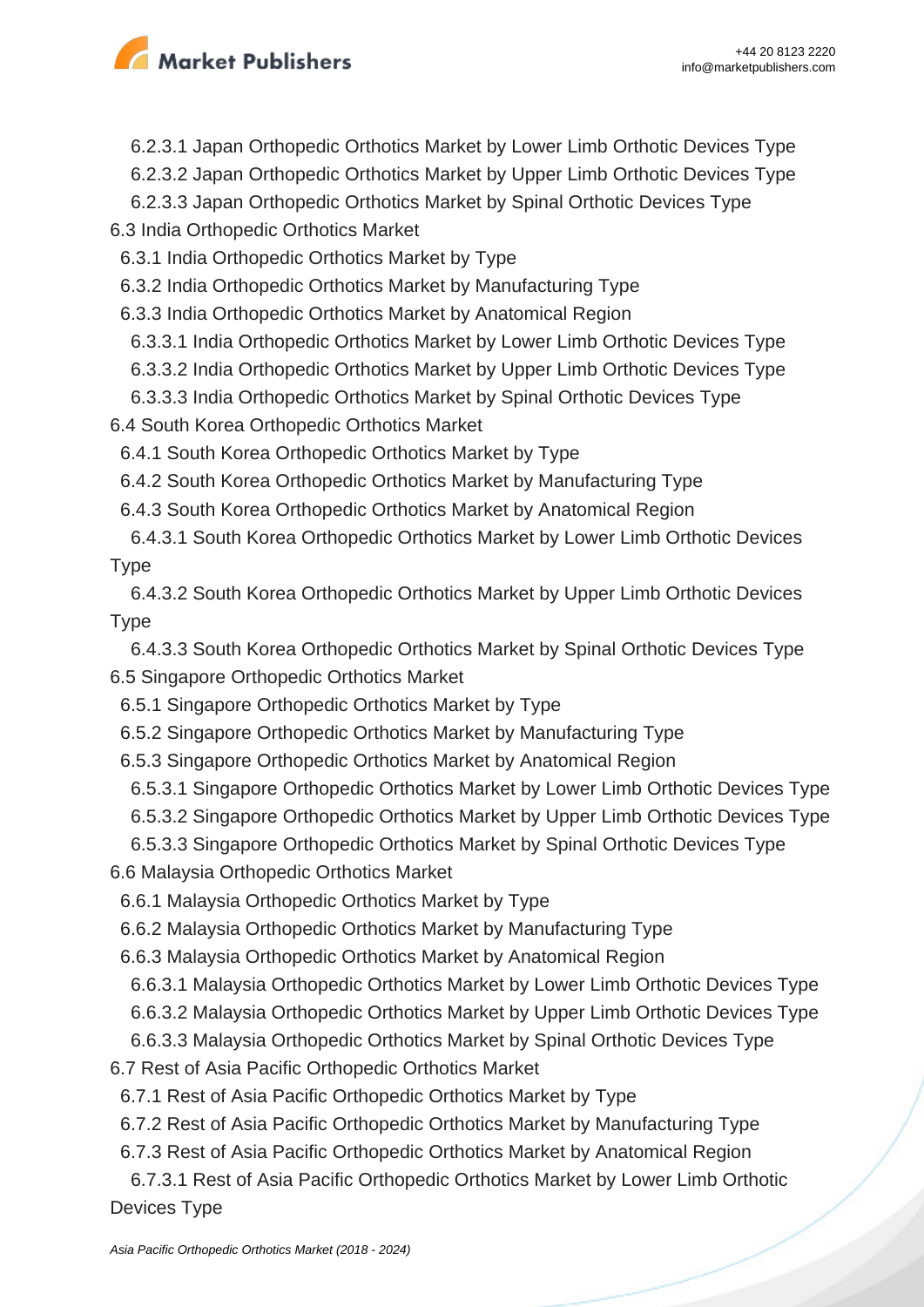6.2.3.1 Japan Orthopedic Orthotics Market by Lower Limb Orthotic Devices Type
6.2.3.2 Japan Orthopedic Orthotics Market by Upper Limb Orthotic Devices Type
6.2.3.3 Japan Orthopedic Orthotics Market by Spinal Orthotic Devices Type

6.3 India Orthopedic Orthotics Market
6.3.1 India Orthopedic Orthotics Market by Type
6.3.2 India Orthopedic Orthotics Market by Manufacturing Type
6.3.3 India Orthopedic Orthotics Market by Anatomical Region
6.3.3.1 India Orthopedic Orthotics Market by Lower Limb Orthotic Devices Type
6.3.3.2 India Orthopedic Orthotics Market by Upper Limb Orthotic Devices Type
6.3.3.3 India Orthopedic Orthotics Market by Spinal Orthotic Devices Type

6.4 South Korea Orthopedic Orthotics Market
6.4.1 South Korea Orthopedic Orthotics Market by Type
6.4.2 South Korea Orthopedic Orthotics Market by Manufacturing Type
6.4.3 South Korea Orthopedic Orthotics Market by Anatomical Region
6.4.3.1 South Korea Orthopedic Orthotics Market by Lower Limb Orthotic Devices Type
6.4.3.2 South Korea Orthopedic Orthotics Market by Upper Limb Orthotic Devices Type
6.4.3.3 South Korea Orthopedic Orthotics Market by Spinal Orthotic Devices Type

6.5 Singapore Orthopedic Orthotics Market
6.5.1 Singapore Orthopedic Orthotics Market by Type
6.5.2 Singapore Orthopedic Orthotics Market by Manufacturing Type
6.5.3 Singapore Orthopedic Orthotics Market by Anatomical Region
6.5.3.1 Singapore Orthopedic Orthotics Market by Lower Limb Orthotic Devices Type
6.5.3.2 Singapore Orthopedic Orthotics Market by Upper Limb Orthotic Devices Type
6.5.3.3 Singapore Orthopedic Orthotics Market by Spinal Orthotic Devices Type

6.6 Malaysia Orthopedic Orthotics Market
6.6.1 Malaysia Orthopedic Orthotics Market by Type
6.6.2 Malaysia Orthopedic Orthotics Market by Manufacturing Type
6.6.3 Malaysia Orthopedic Orthotics Market by Anatomical Region
6.6.3.1 Malaysia Orthopedic Orthotics Market by Lower Limb Orthotic Devices Type
6.6.3.2 Malaysia Orthopedic Orthotics Market by Upper Limb Orthotic Devices Type
6.6.3.3 Malaysia Orthopedic Orthotics Market by Spinal Orthotic Devices Type

6.7 Rest of Asia Pacific Orthopedic Orthotics Market
6.7.1 Rest of Asia Pacific Orthopedic Orthotics Market by Type
6.7.2 Rest of Asia Pacific Orthopedic Orthotics Market by Manufacturing Type
6.7.3 Rest of Asia Pacific Orthopedic Orthotics Market by Anatomical Region
6.7.3.1 Rest of Asia Pacific Orthopedic Orthotics Market by Lower Limb Orthotic Devices Type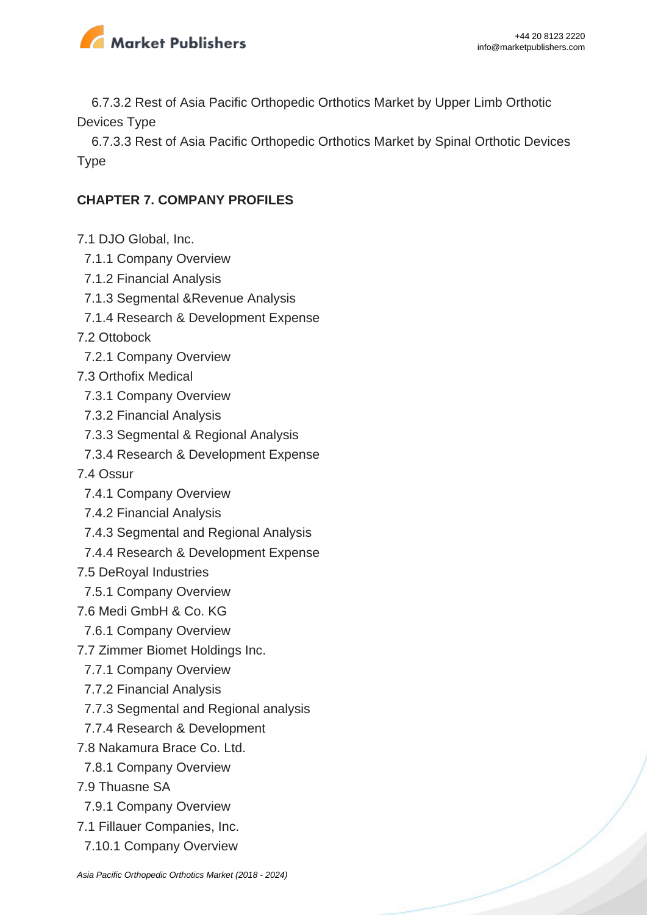6.7.3.2 Rest of Asia Pacific Orthopedic Orthotics Market by Upper Limb Orthotic Devices Type

6.7.3.3 Rest of Asia Pacific Orthopedic Orthotics Market by Spinal Orthotic Devices Type

## CHAPTER 7. COMPANY PROFILES

7.1 DJO Global, Inc.
 7.1.1 Company Overview
 7.1.2 Financial Analysis
 7.1.3 Segmental &Revenue Analysis
 7.1.4 Research & Development Expense
7.2 Ottobock
 7.2.1 Company Overview
7.3 Orthofix Medical
 7.3.1 Company Overview
 7.3.2 Financial Analysis
 7.3.3 Segmental & Regional Analysis
 7.3.4 Research & Development Expense
7.4 Ossur
 7.4.1 Company Overview
 7.4.2 Financial Analysis
 7.4.3 Segmental and Regional Analysis
 7.4.4 Research & Development Expense
7.5 DeRoyal Industries
 7.5.1 Company Overview
7.6 Medi GmbH & Co. KG
 7.6.1 Company Overview
7.7 Zimmer Biomet Holdings Inc.
 7.7.1 Company Overview
 7.7.2 Financial Analysis
 7.7.3 Segmental and Regional analysis
 7.7.4 Research & Development
7.8 Nakamura Brace Co. Ltd.
 7.8.1 Company Overview
7.9 Thuasne SA
 7.9.1 Company Overview
7.1 Fillauer Companies, Inc.
 7.10.1 Company Overview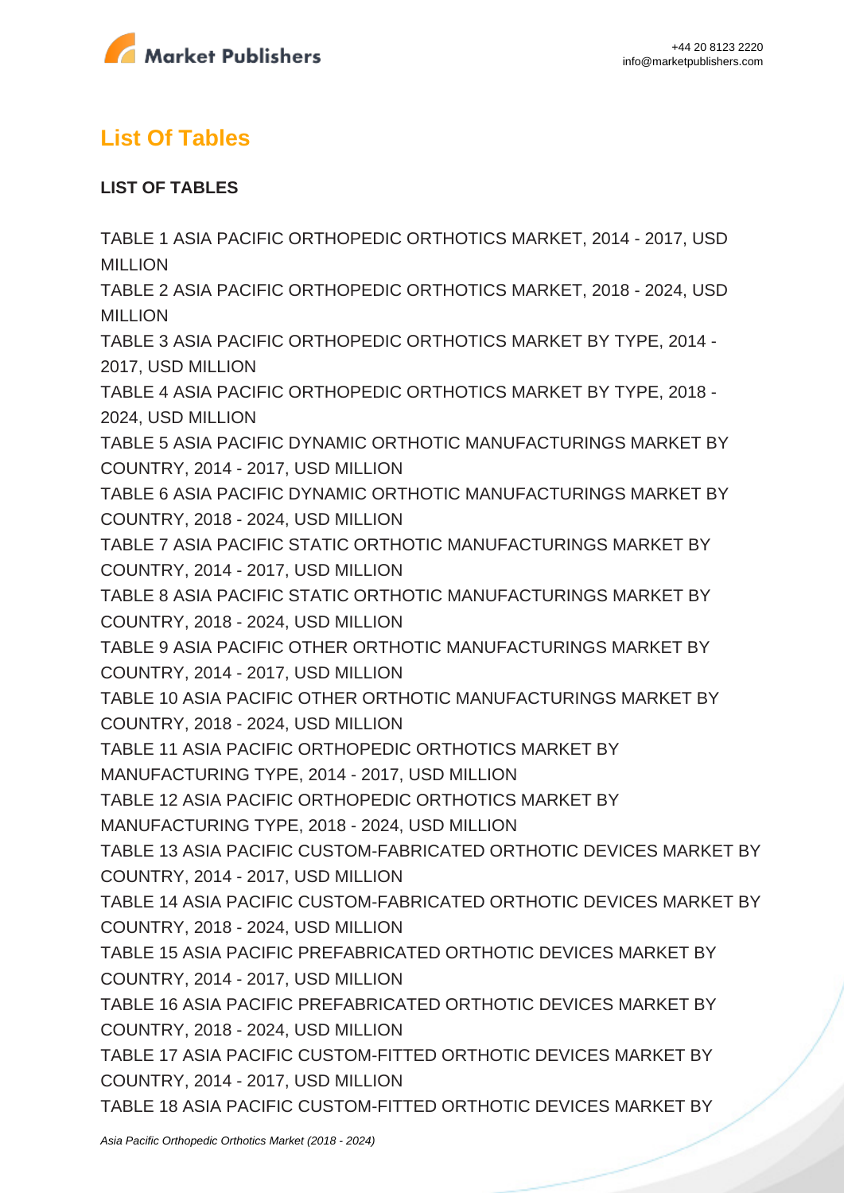## List Of Tables

**LIST OF TABLES**

TABLE 1 ASIA PACIFIC ORTHOPEDIC ORTHOTICS MARKET, 2014 - 2017, USD MILLION
TABLE 2 ASIA PACIFIC ORTHOPEDIC ORTHOTICS MARKET, 2018 - 2024, USD MILLION
TABLE 3 ASIA PACIFIC ORTHOPEDIC ORTHOTICS MARKET BY TYPE, 2014 - 2017, USD MILLION
TABLE 4 ASIA PACIFIC ORTHOPEDIC ORTHOTICS MARKET BY TYPE, 2018 - 2024, USD MILLION
TABLE 5 ASIA PACIFIC DYNAMIC ORTHOTIC MANUFACTURINGS MARKET BY COUNTRY, 2014 - 2017, USD MILLION
TABLE 6 ASIA PACIFIC DYNAMIC ORTHOTIC MANUFACTURINGS MARKET BY COUNTRY, 2018 - 2024, USD MILLION
TABLE 7 ASIA PACIFIC STATIC ORTHOTIC MANUFACTURINGS MARKET BY COUNTRY, 2014 - 2017, USD MILLION
TABLE 8 ASIA PACIFIC STATIC ORTHOTIC MANUFACTURINGS MARKET BY COUNTRY, 2018 - 2024, USD MILLION
TABLE 9 ASIA PACIFIC OTHER ORTHOTIC MANUFACTURINGS MARKET BY COUNTRY, 2014 - 2017, USD MILLION
TABLE 10 ASIA PACIFIC OTHER ORTHOTIC MANUFACTURINGS MARKET BY COUNTRY, 2018 - 2024, USD MILLION
TABLE 11 ASIA PACIFIC ORTHOPEDIC ORTHOTICS MARKET BY MANUFACTURING TYPE, 2014 - 2017, USD MILLION
TABLE 12 ASIA PACIFIC ORTHOPEDIC ORTHOTICS MARKET BY MANUFACTURING TYPE, 2018 - 2024, USD MILLION
TABLE 13 ASIA PACIFIC CUSTOM-FABRICATED ORTHOTIC DEVICES MARKET BY COUNTRY, 2014 - 2017, USD MILLION
TABLE 14 ASIA PACIFIC CUSTOM-FABRICATED ORTHOTIC DEVICES MARKET BY COUNTRY, 2018 - 2024, USD MILLION
TABLE 15 ASIA PACIFIC PREFABRICATED ORTHOTIC DEVICES MARKET BY COUNTRY, 2014 - 2017, USD MILLION
TABLE 16 ASIA PACIFIC PREFABRICATED ORTHOTIC DEVICES MARKET BY COUNTRY, 2018 - 2024, USD MILLION
TABLE 17 ASIA PACIFIC CUSTOM-FITTED ORTHOTIC DEVICES MARKET BY COUNTRY, 2014 - 2017, USD MILLION
TABLE 18 ASIA PACIFIC CUSTOM-FITTED ORTHOTIC DEVICES MARKET BY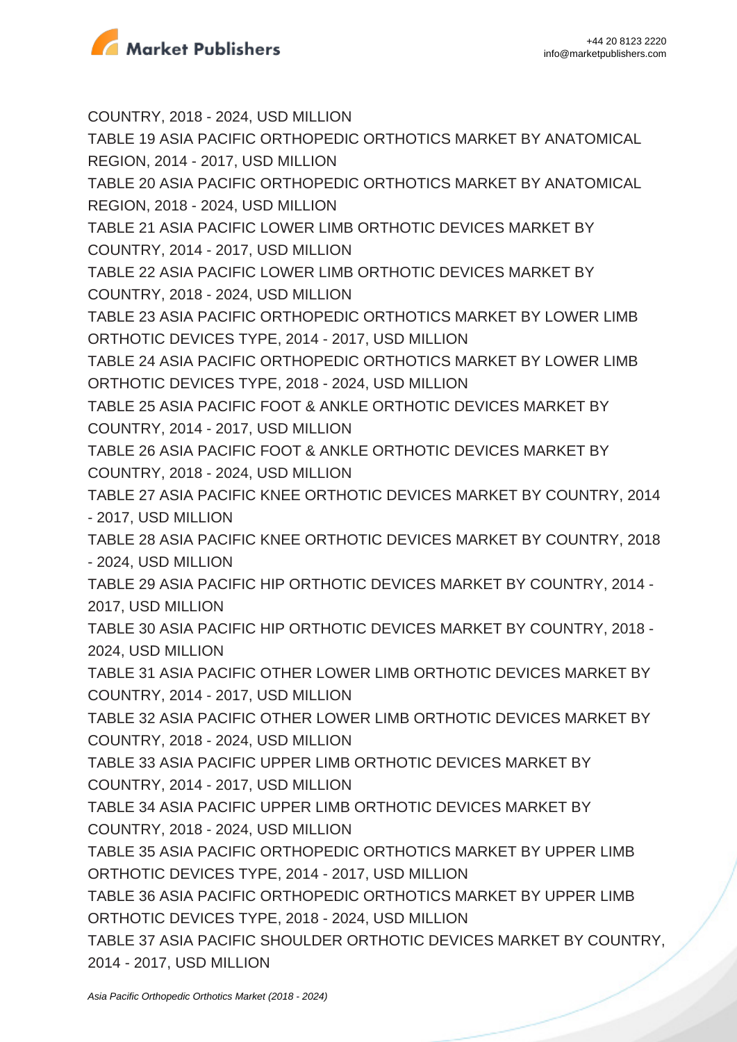COUNTRY, 2018 - 2024, USD MILLION

TABLE 19 ASIA PACIFIC ORTHOPEDIC ORTHOTICS MARKET BY ANATOMICAL REGION, 2014 - 2017, USD MILLION

TABLE 20 ASIA PACIFIC ORTHOPEDIC ORTHOTICS MARKET BY ANATOMICAL REGION, 2018 - 2024, USD MILLION

TABLE 21 ASIA PACIFIC LOWER LIMB ORTHOTIC DEVICES MARKET BY COUNTRY, 2014 - 2017, USD MILLION

TABLE 22 ASIA PACIFIC LOWER LIMB ORTHOTIC DEVICES MARKET BY COUNTRY, 2018 - 2024, USD MILLION

TABLE 23 ASIA PACIFIC ORTHOPEDIC ORTHOTICS MARKET BY LOWER LIMB ORTHOTIC DEVICES TYPE, 2014 - 2017, USD MILLION

TABLE 24 ASIA PACIFIC ORTHOPEDIC ORTHOTICS MARKET BY LOWER LIMB ORTHOTIC DEVICES TYPE, 2018 - 2024, USD MILLION

TABLE 25 ASIA PACIFIC FOOT & ANKLE ORTHOTIC DEVICES MARKET BY COUNTRY, 2014 - 2017, USD MILLION

TABLE 26 ASIA PACIFIC FOOT & ANKLE ORTHOTIC DEVICES MARKET BY COUNTRY, 2018 - 2024, USD MILLION

TABLE 27 ASIA PACIFIC KNEE ORTHOTIC DEVICES MARKET BY COUNTRY, 2014 - 2017, USD MILLION

TABLE 28 ASIA PACIFIC KNEE ORTHOTIC DEVICES MARKET BY COUNTRY, 2018 - 2024, USD MILLION

TABLE 29 ASIA PACIFIC HIP ORTHOTIC DEVICES MARKET BY COUNTRY, 2014 - 2017, USD MILLION

TABLE 30 ASIA PACIFIC HIP ORTHOTIC DEVICES MARKET BY COUNTRY, 2018 - 2024, USD MILLION

TABLE 31 ASIA PACIFIC OTHER LOWER LIMB ORTHOTIC DEVICES MARKET BY COUNTRY, 2014 - 2017, USD MILLION

TABLE 32 ASIA PACIFIC OTHER LOWER LIMB ORTHOTIC DEVICES MARKET BY COUNTRY, 2018 - 2024, USD MILLION

TABLE 33 ASIA PACIFIC UPPER LIMB ORTHOTIC DEVICES MARKET BY COUNTRY, 2014 - 2017, USD MILLION

TABLE 34 ASIA PACIFIC UPPER LIMB ORTHOTIC DEVICES MARKET BY COUNTRY, 2018 - 2024, USD MILLION

TABLE 35 ASIA PACIFIC ORTHOPEDIC ORTHOTICS MARKET BY UPPER LIMB ORTHOTIC DEVICES TYPE, 2014 - 2017, USD MILLION

TABLE 36 ASIA PACIFIC ORTHOPEDIC ORTHOTICS MARKET BY UPPER LIMB ORTHOTIC DEVICES TYPE, 2018 - 2024, USD MILLION

TABLE 37 ASIA PACIFIC SHOULDER ORTHOTIC DEVICES MARKET BY COUNTRY, 2014 - 2017, USD MILLION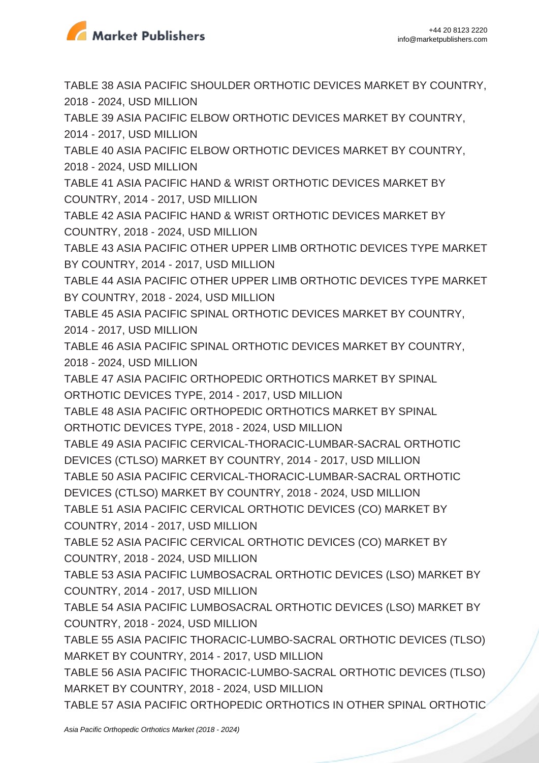TABLE 38 ASIA PACIFIC SHOULDER ORTHOTIC DEVICES MARKET BY COUNTRY, 2018 - 2024, USD MILLION
TABLE 39 ASIA PACIFIC ELBOW ORTHOTIC DEVICES MARKET BY COUNTRY, 2014 - 2017, USD MILLION
TABLE 40 ASIA PACIFIC ELBOW ORTHOTIC DEVICES MARKET BY COUNTRY, 2018 - 2024, USD MILLION
TABLE 41 ASIA PACIFIC HAND & WRIST ORTHOTIC DEVICES MARKET BY COUNTRY, 2014 - 2017, USD MILLION
TABLE 42 ASIA PACIFIC HAND & WRIST ORTHOTIC DEVICES MARKET BY COUNTRY, 2018 - 2024, USD MILLION
TABLE 43 ASIA PACIFIC OTHER UPPER LIMB ORTHOTIC DEVICES TYPE MARKET BY COUNTRY, 2014 - 2017, USD MILLION
TABLE 44 ASIA PACIFIC OTHER UPPER LIMB ORTHOTIC DEVICES TYPE MARKET BY COUNTRY, 2018 - 2024, USD MILLION
TABLE 45 ASIA PACIFIC SPINAL ORTHOTIC DEVICES MARKET BY COUNTRY, 2014 - 2017, USD MILLION
TABLE 46 ASIA PACIFIC SPINAL ORTHOTIC DEVICES MARKET BY COUNTRY, 2018 - 2024, USD MILLION
TABLE 47 ASIA PACIFIC ORTHOPEDIC ORTHOTICS MARKET BY SPINAL ORTHOTIC DEVICES TYPE, 2014 - 2017, USD MILLION
TABLE 48 ASIA PACIFIC ORTHOPEDIC ORTHOTICS MARKET BY SPINAL ORTHOTIC DEVICES TYPE, 2018 - 2024, USD MILLION
TABLE 49 ASIA PACIFIC CERVICAL-THORACIC-LUMBAR-SACRAL ORTHOTIC DEVICES (CTLSO) MARKET BY COUNTRY, 2014 - 2017, USD MILLION
TABLE 50 ASIA PACIFIC CERVICAL-THORACIC-LUMBAR-SACRAL ORTHOTIC DEVICES (CTLSO) MARKET BY COUNTRY, 2018 - 2024, USD MILLION
TABLE 51 ASIA PACIFIC CERVICAL ORTHOTIC DEVICES (CO) MARKET BY COUNTRY, 2014 - 2017, USD MILLION
TABLE 52 ASIA PACIFIC CERVICAL ORTHOTIC DEVICES (CO) MARKET BY COUNTRY, 2018 - 2024, USD MILLION
TABLE 53 ASIA PACIFIC LUMBOSACRAL ORTHOTIC DEVICES (LSO) MARKET BY COUNTRY, 2014 - 2017, USD MILLION
TABLE 54 ASIA PACIFIC LUMBOSACRAL ORTHOTIC DEVICES (LSO) MARKET BY COUNTRY, 2018 - 2024, USD MILLION
TABLE 55 ASIA PACIFIC THORACIC-LUMBO-SACRAL ORTHOTIC DEVICES (TLSO) MARKET BY COUNTRY, 2014 - 2017, USD MILLION
TABLE 56 ASIA PACIFIC THORACIC-LUMBO-SACRAL ORTHOTIC DEVICES (TLSO) MARKET BY COUNTRY, 2018 - 2024, USD MILLION
TABLE 57 ASIA PACIFIC ORTHOPEDIC ORTHOTICS IN OTHER SPINAL ORTHOTIC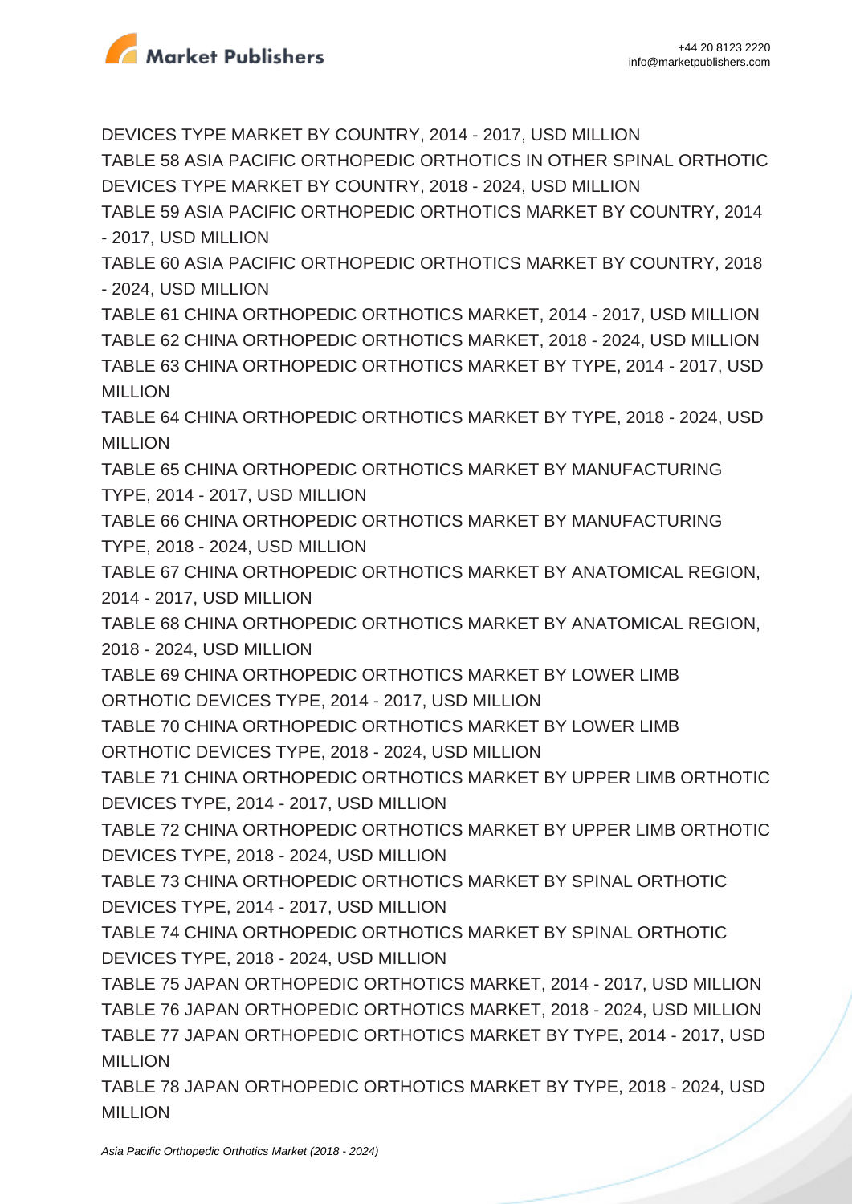DEVICES TYPE MARKET BY COUNTRY, 2014 - 2017, USD MILLION

TABLE 58 ASIA PACIFIC ORTHOPEDIC ORTHOTICS IN OTHER SPINAL ORTHOTIC DEVICES TYPE MARKET BY COUNTRY, 2018 - 2024, USD MILLION

TABLE 59 ASIA PACIFIC ORTHOPEDIC ORTHOTICS MARKET BY COUNTRY, 2014 - 2017, USD MILLION

TABLE 60 ASIA PACIFIC ORTHOPEDIC ORTHOTICS MARKET BY COUNTRY, 2018 - 2024, USD MILLION

TABLE 61 CHINA ORTHOPEDIC ORTHOTICS MARKET, 2014 - 2017, USD MILLION

TABLE 62 CHINA ORTHOPEDIC ORTHOTICS MARKET, 2018 - 2024, USD MILLION

TABLE 63 CHINA ORTHOPEDIC ORTHOTICS MARKET BY TYPE, 2014 - 2017, USD MILLION

TABLE 64 CHINA ORTHOPEDIC ORTHOTICS MARKET BY TYPE, 2018 - 2024, USD MILLION

TABLE 65 CHINA ORTHOPEDIC ORTHOTICS MARKET BY MANUFACTURING TYPE, 2014 - 2017, USD MILLION

TABLE 66 CHINA ORTHOPEDIC ORTHOTICS MARKET BY MANUFACTURING TYPE, 2018 - 2024, USD MILLION

TABLE 67 CHINA ORTHOPEDIC ORTHOTICS MARKET BY ANATOMICAL REGION, 2014 - 2017, USD MILLION

TABLE 68 CHINA ORTHOPEDIC ORTHOTICS MARKET BY ANATOMICAL REGION, 2018 - 2024, USD MILLION

TABLE 69 CHINA ORTHOPEDIC ORTHOTICS MARKET BY LOWER LIMB ORTHOTIC DEVICES TYPE, 2014 - 2017, USD MILLION

TABLE 70 CHINA ORTHOPEDIC ORTHOTICS MARKET BY LOWER LIMB ORTHOTIC DEVICES TYPE, 2018 - 2024, USD MILLION

TABLE 71 CHINA ORTHOPEDIC ORTHOTICS MARKET BY UPPER LIMB ORTHOTIC DEVICES TYPE, 2014 - 2017, USD MILLION

TABLE 72 CHINA ORTHOPEDIC ORTHOTICS MARKET BY UPPER LIMB ORTHOTIC DEVICES TYPE, 2018 - 2024, USD MILLION

TABLE 73 CHINA ORTHOPEDIC ORTHOTICS MARKET BY SPINAL ORTHOTIC DEVICES TYPE, 2014 - 2017, USD MILLION

TABLE 74 CHINA ORTHOPEDIC ORTHOTICS MARKET BY SPINAL ORTHOTIC DEVICES TYPE, 2018 - 2024, USD MILLION

TABLE 75 JAPAN ORTHOPEDIC ORTHOTICS MARKET, 2014 - 2017, USD MILLION

TABLE 76 JAPAN ORTHOPEDIC ORTHOTICS MARKET, 2018 - 2024, USD MILLION

TABLE 77 JAPAN ORTHOPEDIC ORTHOTICS MARKET BY TYPE, 2014 - 2017, USD MILLION

TABLE 78 JAPAN ORTHOPEDIC ORTHOTICS MARKET BY TYPE, 2018 - 2024, USD MILLION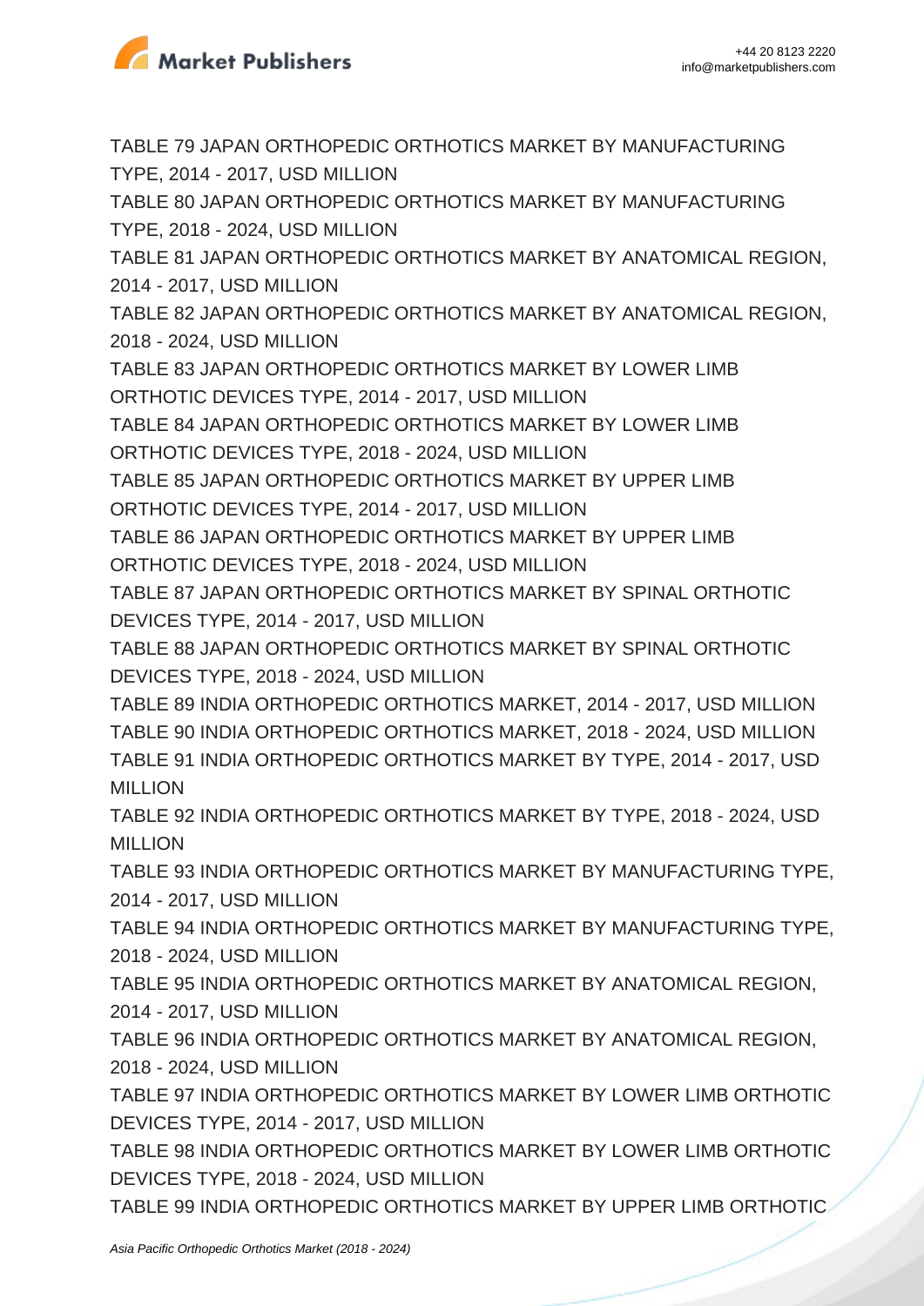TABLE 79 JAPAN ORTHOPEDIC ORTHOTICS MARKET BY MANUFACTURING TYPE, 2014 - 2017, USD MILLION

TABLE 80 JAPAN ORTHOPEDIC ORTHOTICS MARKET BY MANUFACTURING TYPE, 2018 - 2024, USD MILLION

TABLE 81 JAPAN ORTHOPEDIC ORTHOTICS MARKET BY ANATOMICAL REGION, 2014 - 2017, USD MILLION

TABLE 82 JAPAN ORTHOPEDIC ORTHOTICS MARKET BY ANATOMICAL REGION, 2018 - 2024, USD MILLION

TABLE 83 JAPAN ORTHOPEDIC ORTHOTICS MARKET BY LOWER LIMB ORTHOTIC DEVICES TYPE, 2014 - 2017, USD MILLION

TABLE 84 JAPAN ORTHOPEDIC ORTHOTICS MARKET BY LOWER LIMB ORTHOTIC DEVICES TYPE, 2018 - 2024, USD MILLION

TABLE 85 JAPAN ORTHOPEDIC ORTHOTICS MARKET BY UPPER LIMB ORTHOTIC DEVICES TYPE, 2014 - 2017, USD MILLION

TABLE 86 JAPAN ORTHOPEDIC ORTHOTICS MARKET BY UPPER LIMB ORTHOTIC DEVICES TYPE, 2018 - 2024, USD MILLION

TABLE 87 JAPAN ORTHOPEDIC ORTHOTICS MARKET BY SPINAL ORTHOTIC DEVICES TYPE, 2014 - 2017, USD MILLION

TABLE 88 JAPAN ORTHOPEDIC ORTHOTICS MARKET BY SPINAL ORTHOTIC DEVICES TYPE, 2018 - 2024, USD MILLION

TABLE 89 INDIA ORTHOPEDIC ORTHOTICS MARKET, 2014 - 2017, USD MILLION

TABLE 90 INDIA ORTHOPEDIC ORTHOTICS MARKET, 2018 - 2024, USD MILLION

TABLE 91 INDIA ORTHOPEDIC ORTHOTICS MARKET BY TYPE, 2014 - 2017, USD MILLION

TABLE 92 INDIA ORTHOPEDIC ORTHOTICS MARKET BY TYPE, 2018 - 2024, USD MILLION

TABLE 93 INDIA ORTHOPEDIC ORTHOTICS MARKET BY MANUFACTURING TYPE, 2014 - 2017, USD MILLION

TABLE 94 INDIA ORTHOPEDIC ORTHOTICS MARKET BY MANUFACTURING TYPE, 2018 - 2024, USD MILLION

TABLE 95 INDIA ORTHOPEDIC ORTHOTICS MARKET BY ANATOMICAL REGION, 2014 - 2017, USD MILLION

TABLE 96 INDIA ORTHOPEDIC ORTHOTICS MARKET BY ANATOMICAL REGION, 2018 - 2024, USD MILLION

TABLE 97 INDIA ORTHOPEDIC ORTHOTICS MARKET BY LOWER LIMB ORTHOTIC DEVICES TYPE, 2014 - 2017, USD MILLION

TABLE 98 INDIA ORTHOPEDIC ORTHOTICS MARKET BY LOWER LIMB ORTHOTIC DEVICES TYPE, 2018 - 2024, USD MILLION

TABLE 99 INDIA ORTHOPEDIC ORTHOTICS MARKET BY UPPER LIMB ORTHOTIC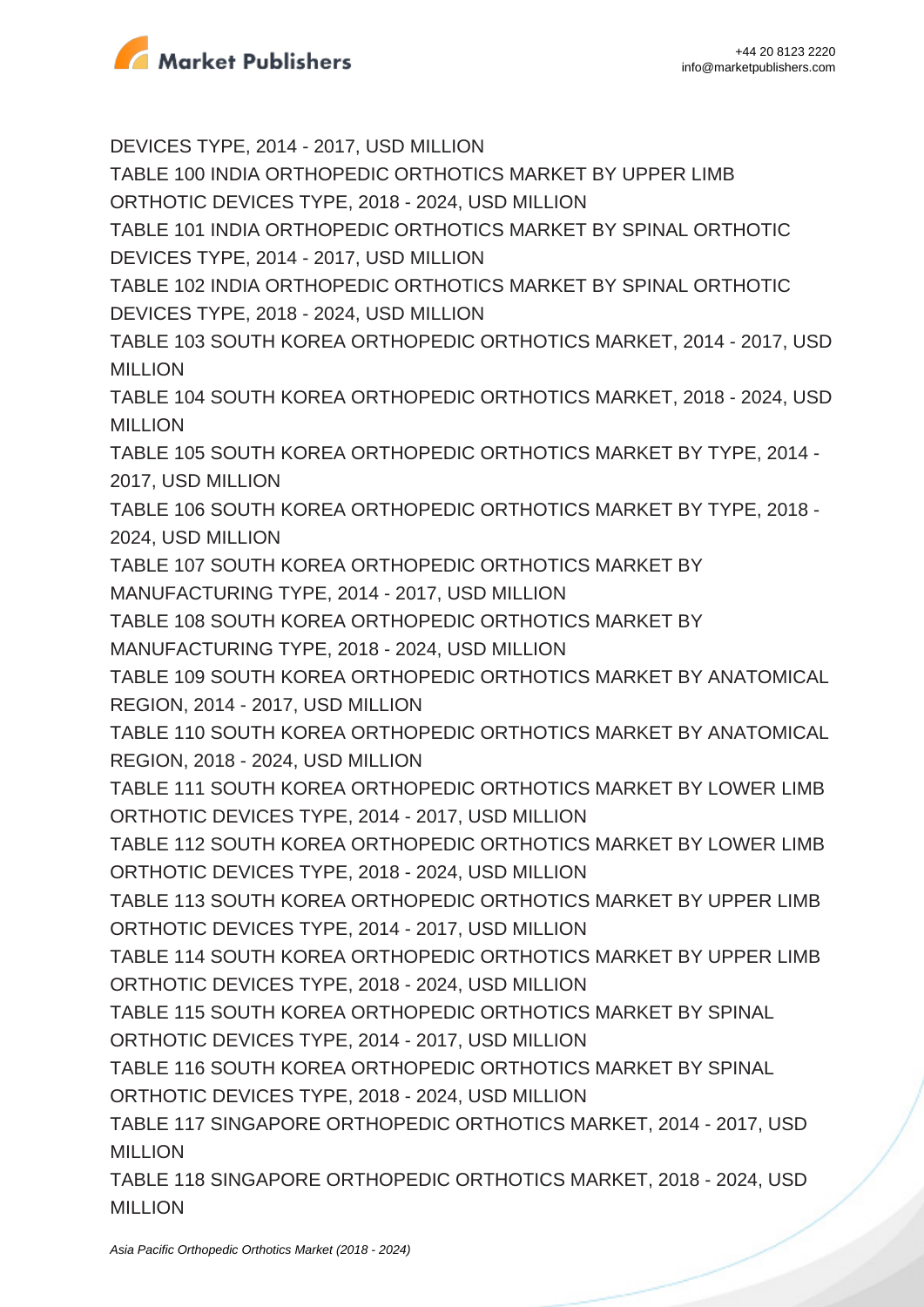DEVICES TYPE, 2014 - 2017, USD MILLION

TABLE 100 INDIA ORTHOPEDIC ORTHOTICS MARKET BY UPPER LIMB ORTHOTIC DEVICES TYPE, 2018 - 2024, USD MILLION

TABLE 101 INDIA ORTHOPEDIC ORTHOTICS MARKET BY SPINAL ORTHOTIC DEVICES TYPE, 2014 - 2017, USD MILLION

TABLE 102 INDIA ORTHOPEDIC ORTHOTICS MARKET BY SPINAL ORTHOTIC DEVICES TYPE, 2018 - 2024, USD MILLION

TABLE 103 SOUTH KOREA ORTHOPEDIC ORTHOTICS MARKET, 2014 - 2017, USD MILLION

TABLE 104 SOUTH KOREA ORTHOPEDIC ORTHOTICS MARKET, 2018 - 2024, USD MILLION

TABLE 105 SOUTH KOREA ORTHOPEDIC ORTHOTICS MARKET BY TYPE, 2014 - 2017, USD MILLION

TABLE 106 SOUTH KOREA ORTHOPEDIC ORTHOTICS MARKET BY TYPE, 2018 - 2024, USD MILLION

TABLE 107 SOUTH KOREA ORTHOPEDIC ORTHOTICS MARKET BY MANUFACTURING TYPE, 2014 - 2017, USD MILLION

TABLE 108 SOUTH KOREA ORTHOPEDIC ORTHOTICS MARKET BY MANUFACTURING TYPE, 2018 - 2024, USD MILLION

TABLE 109 SOUTH KOREA ORTHOPEDIC ORTHOTICS MARKET BY ANATOMICAL REGION, 2014 - 2017, USD MILLION

TABLE 110 SOUTH KOREA ORTHOPEDIC ORTHOTICS MARKET BY ANATOMICAL REGION, 2018 - 2024, USD MILLION

TABLE 111 SOUTH KOREA ORTHOPEDIC ORTHOTICS MARKET BY LOWER LIMB ORTHOTIC DEVICES TYPE, 2014 - 2017, USD MILLION

TABLE 112 SOUTH KOREA ORTHOPEDIC ORTHOTICS MARKET BY LOWER LIMB ORTHOTIC DEVICES TYPE, 2018 - 2024, USD MILLION

TABLE 113 SOUTH KOREA ORTHOPEDIC ORTHOTICS MARKET BY UPPER LIMB ORTHOTIC DEVICES TYPE, 2014 - 2017, USD MILLION

TABLE 114 SOUTH KOREA ORTHOPEDIC ORTHOTICS MARKET BY UPPER LIMB ORTHOTIC DEVICES TYPE, 2018 - 2024, USD MILLION

TABLE 115 SOUTH KOREA ORTHOPEDIC ORTHOTICS MARKET BY SPINAL ORTHOTIC DEVICES TYPE, 2014 - 2017, USD MILLION

TABLE 116 SOUTH KOREA ORTHOPEDIC ORTHOTICS MARKET BY SPINAL ORTHOTIC DEVICES TYPE, 2018 - 2024, USD MILLION

TABLE 117 SINGAPORE ORTHOPEDIC ORTHOTICS MARKET, 2014 - 2017, USD MILLION

TABLE 118 SINGAPORE ORTHOPEDIC ORTHOTICS MARKET, 2018 - 2024, USD MILLION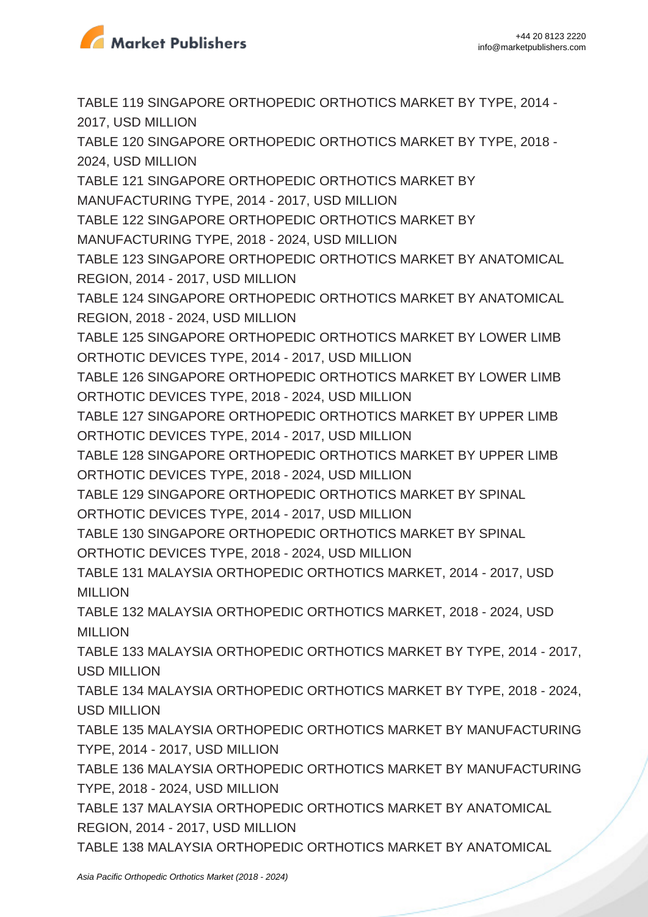TABLE 119 SINGAPORE ORTHOPEDIC ORTHOTICS MARKET BY TYPE, 2014 - 2017, USD MILLION
TABLE 120 SINGAPORE ORTHOPEDIC ORTHOTICS MARKET BY TYPE, 2018 - 2024, USD MILLION
TABLE 121 SINGAPORE ORTHOPEDIC ORTHOTICS MARKET BY MANUFACTURING TYPE, 2014 - 2017, USD MILLION
TABLE 122 SINGAPORE ORTHOPEDIC ORTHOTICS MARKET BY MANUFACTURING TYPE, 2018 - 2024, USD MILLION
TABLE 123 SINGAPORE ORTHOPEDIC ORTHOTICS MARKET BY ANATOMICAL REGION, 2014 - 2017, USD MILLION
TABLE 124 SINGAPORE ORTHOPEDIC ORTHOTICS MARKET BY ANATOMICAL REGION, 2018 - 2024, USD MILLION
TABLE 125 SINGAPORE ORTHOPEDIC ORTHOTICS MARKET BY LOWER LIMB ORTHOTIC DEVICES TYPE, 2014 - 2017, USD MILLION
TABLE 126 SINGAPORE ORTHOPEDIC ORTHOTICS MARKET BY LOWER LIMB ORTHOTIC DEVICES TYPE, 2018 - 2024, USD MILLION
TABLE 127 SINGAPORE ORTHOPEDIC ORTHOTICS MARKET BY UPPER LIMB ORTHOTIC DEVICES TYPE, 2014 - 2017, USD MILLION
TABLE 128 SINGAPORE ORTHOPEDIC ORTHOTICS MARKET BY UPPER LIMB ORTHOTIC DEVICES TYPE, 2018 - 2024, USD MILLION
TABLE 129 SINGAPORE ORTHOPEDIC ORTHOTICS MARKET BY SPINAL ORTHOTIC DEVICES TYPE, 2014 - 2017, USD MILLION
TABLE 130 SINGAPORE ORTHOPEDIC ORTHOTICS MARKET BY SPINAL ORTHOTIC DEVICES TYPE, 2018 - 2024, USD MILLION
TABLE 131 MALAYSIA ORTHOPEDIC ORTHOTICS MARKET, 2014 - 2017, USD MILLION
TABLE 132 MALAYSIA ORTHOPEDIC ORTHOTICS MARKET, 2018 - 2024, USD MILLION
TABLE 133 MALAYSIA ORTHOPEDIC ORTHOTICS MARKET BY TYPE, 2014 - 2017, USD MILLION
TABLE 134 MALAYSIA ORTHOPEDIC ORTHOTICS MARKET BY TYPE, 2018 - 2024, USD MILLION
TABLE 135 MALAYSIA ORTHOPEDIC ORTHOTICS MARKET BY MANUFACTURING TYPE, 2014 - 2017, USD MILLION
TABLE 136 MALAYSIA ORTHOPEDIC ORTHOTICS MARKET BY MANUFACTURING TYPE, 2018 - 2024, USD MILLION
TABLE 137 MALAYSIA ORTHOPEDIC ORTHOTICS MARKET BY ANATOMICAL REGION, 2014 - 2017, USD MILLION
TABLE 138 MALAYSIA ORTHOPEDIC ORTHOTICS MARKET BY ANATOMICAL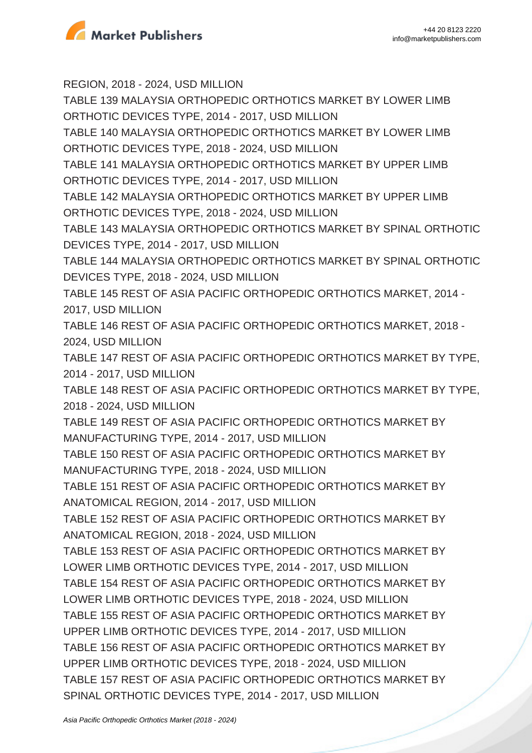REGION, 2018 - 2024, USD MILLION

TABLE 139 MALAYSIA ORTHOPEDIC ORTHOTICS MARKET BY LOWER LIMB ORTHOTIC DEVICES TYPE, 2014 - 2017, USD MILLION

TABLE 140 MALAYSIA ORTHOPEDIC ORTHOTICS MARKET BY LOWER LIMB ORTHOTIC DEVICES TYPE, 2018 - 2024, USD MILLION

TABLE 141 MALAYSIA ORTHOPEDIC ORTHOTICS MARKET BY UPPER LIMB ORTHOTIC DEVICES TYPE, 2014 - 2017, USD MILLION

TABLE 142 MALAYSIA ORTHOPEDIC ORTHOTICS MARKET BY UPPER LIMB ORTHOTIC DEVICES TYPE, 2018 - 2024, USD MILLION

TABLE 143 MALAYSIA ORTHOPEDIC ORTHOTICS MARKET BY SPINAL ORTHOTIC DEVICES TYPE, 2014 - 2017, USD MILLION

TABLE 144 MALAYSIA ORTHOPEDIC ORTHOTICS MARKET BY SPINAL ORTHOTIC DEVICES TYPE, 2018 - 2024, USD MILLION

TABLE 145 REST OF ASIA PACIFIC ORTHOPEDIC ORTHOTICS MARKET, 2014 - 2017, USD MILLION

TABLE 146 REST OF ASIA PACIFIC ORTHOPEDIC ORTHOTICS MARKET, 2018 - 2024, USD MILLION

TABLE 147 REST OF ASIA PACIFIC ORTHOPEDIC ORTHOTICS MARKET BY TYPE, 2014 - 2017, USD MILLION

TABLE 148 REST OF ASIA PACIFIC ORTHOPEDIC ORTHOTICS MARKET BY TYPE, 2018 - 2024, USD MILLION

TABLE 149 REST OF ASIA PACIFIC ORTHOPEDIC ORTHOTICS MARKET BY MANUFACTURING TYPE, 2014 - 2017, USD MILLION

TABLE 150 REST OF ASIA PACIFIC ORTHOPEDIC ORTHOTICS MARKET BY MANUFACTURING TYPE, 2018 - 2024, USD MILLION

TABLE 151 REST OF ASIA PACIFIC ORTHOPEDIC ORTHOTICS MARKET BY ANATOMICAL REGION, 2014 - 2017, USD MILLION

TABLE 152 REST OF ASIA PACIFIC ORTHOPEDIC ORTHOTICS MARKET BY ANATOMICAL REGION, 2018 - 2024, USD MILLION

TABLE 153 REST OF ASIA PACIFIC ORTHOPEDIC ORTHOTICS MARKET BY LOWER LIMB ORTHOTIC DEVICES TYPE, 2014 - 2017, USD MILLION

TABLE 154 REST OF ASIA PACIFIC ORTHOPEDIC ORTHOTICS MARKET BY LOWER LIMB ORTHOTIC DEVICES TYPE, 2018 - 2024, USD MILLION

TABLE 155 REST OF ASIA PACIFIC ORTHOPEDIC ORTHOTICS MARKET BY UPPER LIMB ORTHOTIC DEVICES TYPE, 2014 - 2017, USD MILLION

TABLE 156 REST OF ASIA PACIFIC ORTHOPEDIC ORTHOTICS MARKET BY UPPER LIMB ORTHOTIC DEVICES TYPE, 2018 - 2024, USD MILLION

TABLE 157 REST OF ASIA PACIFIC ORTHOPEDIC ORTHOTICS MARKET BY SPINAL ORTHOTIC DEVICES TYPE, 2014 - 2017, USD MILLION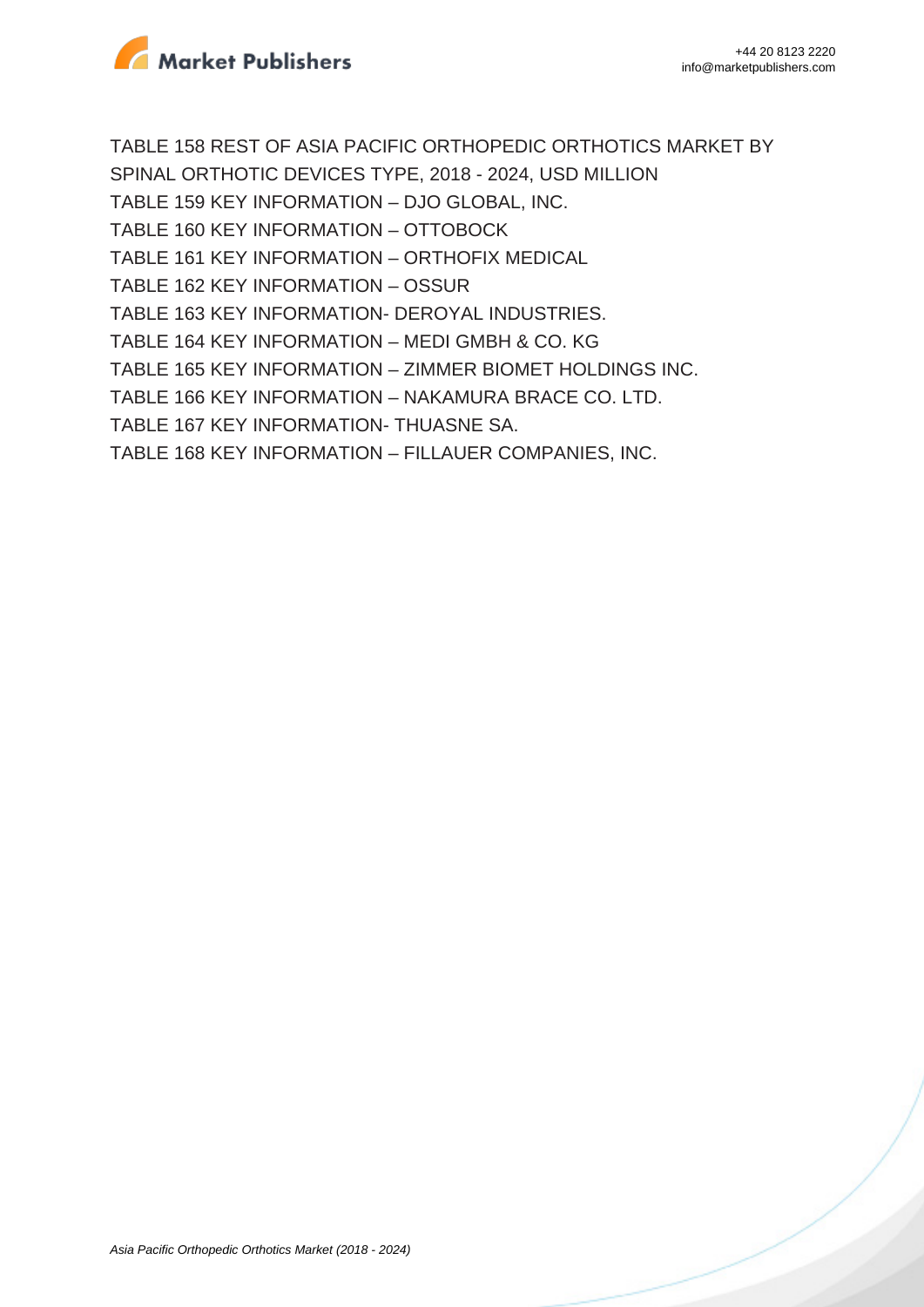TABLE 158 REST OF ASIA PACIFIC ORTHOPEDIC ORTHOTICS MARKET BY SPINAL ORTHOTIC DEVICES TYPE, 2018 - 2024, USD MILLION

TABLE 159 KEY INFORMATION – DJO GLOBAL, INC.

TABLE 160 KEY INFORMATION – OTTOBOCK

TABLE 161 KEY INFORMATION – ORTHOFIX MEDICAL

TABLE 162 KEY INFORMATION – OSSUR

TABLE 163 KEY INFORMATION- DEROYAL INDUSTRIES.

TABLE 164 KEY INFORMATION – MEDI GMBH & CO. KG

TABLE 165 KEY INFORMATION – ZIMMER BIOMET HOLDINGS INC.

TABLE 166 KEY INFORMATION – NAKAMURA BRACE CO. LTD.

TABLE 167 KEY INFORMATION- THUASNE SA.

TABLE 168 KEY INFORMATION – FILLAUER COMPANIES, INC.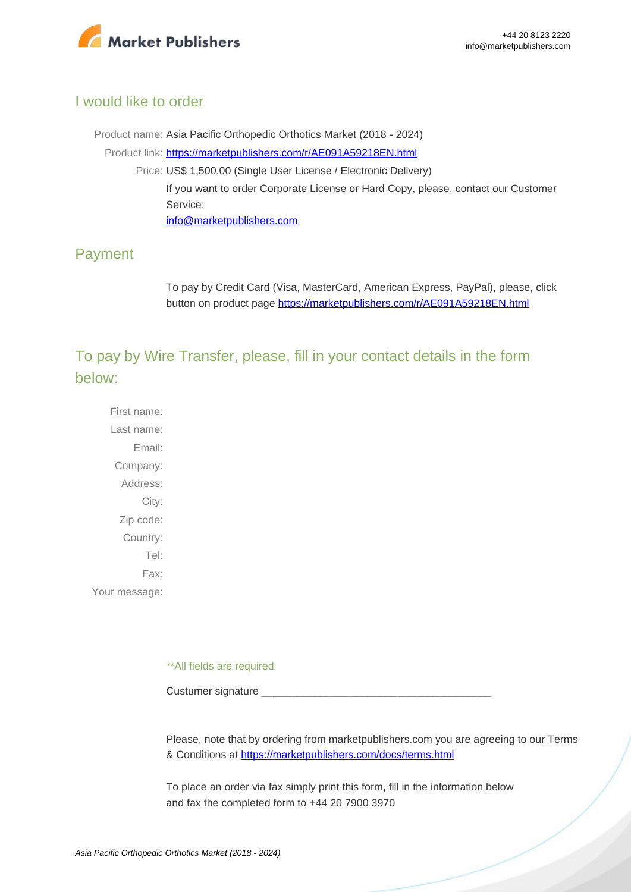## I would like to order

Product name: Asia Pacific Orthopedic Orthotics Market (2018 - 2024)

Product link: https://marketpublishers.com/r/AE091A59218EN.html

Price: US$ 1,500.00 (Single User License / Electronic Delivery)

If you want to order Corporate License or Hard Copy, please, contact our Customer Service:

info@marketpublishers.com

## Payment

To pay by Credit Card (Visa, MasterCard, American Express, PayPal), please, click button on product page https://marketpublishers.com/r/AE091A59218EN.html

## To pay by Wire Transfer, please, fill in your contact details in the form below:

First name:

Last name:

Email:

Company:

Address:

City:

Zip code:

Country:

Tel:

Fax:

Your message:

**All fields are required

Custumer signature _______________________________________

Please, note that by ordering from marketpublishers.com you are agreeing to our Terms & Conditions at https://marketpublishers.com/docs/terms.html

To place an order via fax simply print this form, fill in the information below and fax the completed form to +44 20 7900 3970